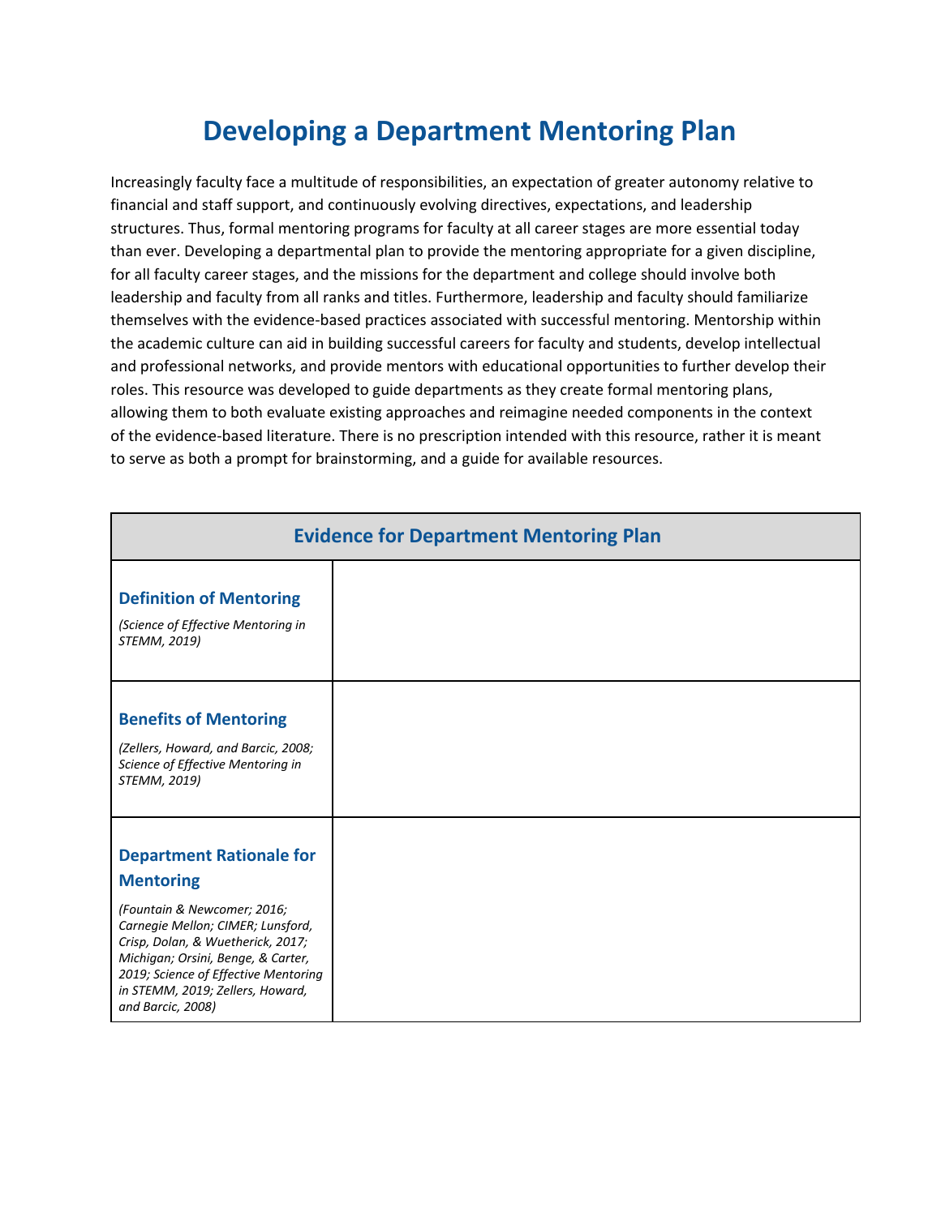# Developing a Department Mentoring Plan

Increasingly faculty face a multitude of responsibilities, an expectation of greater autonomy relative to financial and staff support, and continuously evolving directives, expectations, and leadership structures. Thus, formal mentoring programs for faculty at all career stages are more essential today than ever. Developing a departmental plan to provide the mentoring appropriate for a given discipline, for all faculty career stages, and the missions for the department and college should involve both leadership and faculty from all ranks and titles. Furthermore, leadership and faculty should familiarize themselves with the evidence-based practices associated with successful mentoring. Mentorship within the academic culture can aid in building successful careers for faculty and students, develop intellectual and professional networks, and provide mentors with educational opportunities to further develop their roles. This resource was developed to guide departments as they create formal mentoring plans, allowing them to both evaluate existing approaches and reimagine needed components in the context of the evidence-based literature. There is no prescription intended with this resource, rather it is meant to serve as both a prompt for brainstorming, and a guide for available resources.

| Evidence for Department Mentoring Plan | |
|---|---|
| **Definition of Mentoring** *(Science of Effective Mentoring in STEMM, 2019)* | |
| **Benefits of Mentoring** *(Zellers, Howard, and Barcic, 2008; Science of Effective Mentoring in STEMM, 2019)* | |
| **Department Rationale for Mentoring** *(Fountain & Newcomer; 2016; Carnegie Mellon; CIMER; Lunsford, Crisp, Dolan, & Wuetherick, 2017; Michigan; Orsini, Benge, & Carter, 2019; Science of Effective Mentoring in STEMM, 2019; Zellers, Howard, and Barcic, 2008)* | |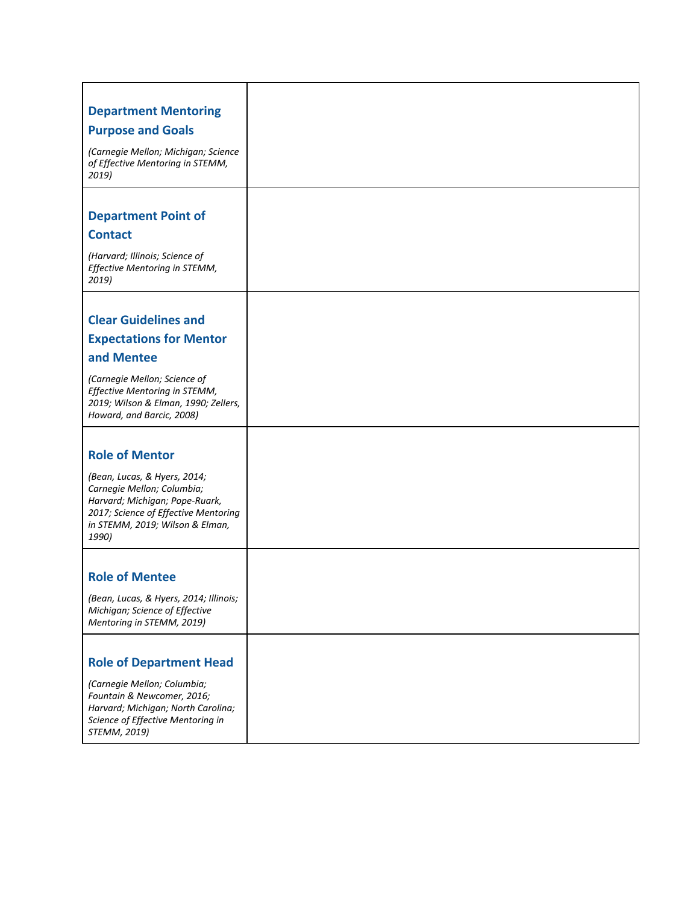| | |
|---|---|
| **Department Mentoring Purpose and Goals** <br> *(Carnegie Mellon; Michigan; Science of Effective Mentoring in STEMM, 2019)* | |
| **Department Point of Contact** <br> *(Harvard; Illinois; Science of Effective Mentoring in STEMM, 2019)* | |
| **Clear Guidelines and Expectations for Mentor and Mentee** <br> *(Carnegie Mellon; Science of Effective Mentoring in STEMM, 2019; Wilson & Elman, 1990; Zellers, Howard, and Barcic, 2008)* | |
| **Role of Mentor** <br> *(Bean, Lucas, & Hyers, 2014; Carnegie Mellon; Columbia; Harvard; Michigan; Pope-Ruark, 2017; Science of Effective Mentoring in STEMM, 2019; Wilson & Elman, 1990)* | |
| **Role of Mentee** <br> *(Bean, Lucas, & Hyers, 2014; Illinois; Michigan; Science of Effective Mentoring in STEMM, 2019)* | |
| **Role of Department Head** <br> *(Carnegie Mellon; Columbia; Fountain & Newcomer, 2016; Harvard; Michigan; North Carolina; Science of Effective Mentoring in STEMM, 2019)* | |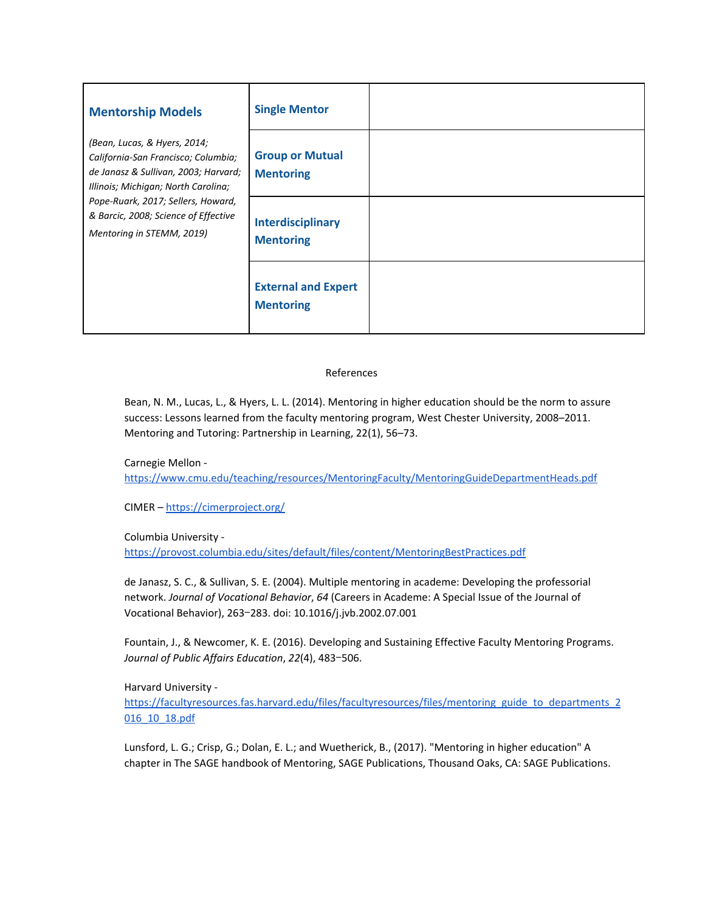| **Mentorship Models** *(Bean, Lucas, & Hyers, 2014; California-San Francisco; Columbia; de Janasz & Sullivan, 2003; Harvard; Illinois; Michigan; North Carolina; Pope-Ruark, 2017; Sellers, Howard, & Barcic, 2008; Science of Effective Mentoring in STEMM, 2019)* | **Single Mentor** | |
|---|---|---|
| | **Group or Mutual Mentoring** | |
| | **Interdisciplinary Mentoring** | |
| | **External and Expert Mentoring** | |

References

Bean, N. M., Lucas, L., & Hyers, L. L. (2014). Mentoring in higher education should be the norm to assure success: Lessons learned from the faculty mentoring program, West Chester University, 2008–2011. Mentoring and Tutoring: Partnership in Learning, 22(1), 56–73.

Carnegie Mellon - https://www.cmu.edu/teaching/resources/MentoringFaculty/MentoringGuideDepartmentHeads.pdf

CIMER – https://cimerproject.org/

Columbia University - https://provost.columbia.edu/sites/default/files/content/MentoringBestPractices.pdf

de Janasz, S. C., & Sullivan, S. E. (2004). Multiple mentoring in academe: Developing the professorial network. *Journal of Vocational Behavior*, *64* (Careers in Academe: A Special Issue of the Journal of Vocational Behavior), 263–283. doi: 10.1016/j.jvb.2002.07.001

Fountain, J., & Newcomer, K. E. (2016). Developing and Sustaining Effective Faculty Mentoring Programs. *Journal of Public Affairs Education*, *22*(4), 483–506.

Harvard University - https://facultyresources.fas.harvard.edu/files/facultyresources/files/mentoring_guide_to_departments_2016_10_18.pdf

Lunsford, L. G.; Crisp, G.; Dolan, E. L.; and Wuetherick, B., (2017). "Mentoring in higher education" A chapter in The SAGE handbook of Mentoring, SAGE Publications, Thousand Oaks, CA: SAGE Publications.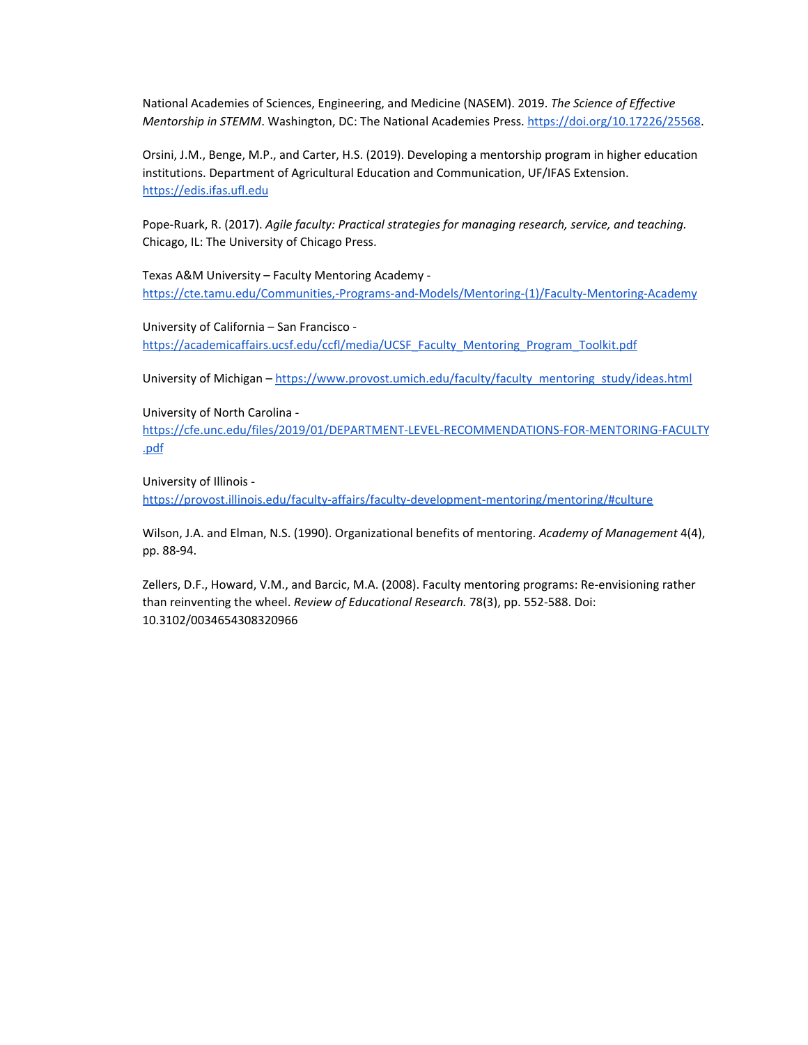National Academies of Sciences, Engineering, and Medicine (NASEM). 2019. *The Science of Effective Mentorship in STEMM*. Washington, DC: The National Academies Press. https://doi.org/10.17226/25568.

Orsini, J.M., Benge, M.P., and Carter, H.S. (2019). Developing a mentorship program in higher education institutions. Department of Agricultural Education and Communication, UF/IFAS Extension. https://edis.ifas.ufl.edu

Pope-Ruark, R. (2017). *Agile faculty: Practical strategies for managing research, service, and teaching.* Chicago, IL: The University of Chicago Press.

Texas A&M University – Faculty Mentoring Academy - https://cte.tamu.edu/Communities,-Programs-and-Models/Mentoring-(1)/Faculty-Mentoring-Academy

University of California – San Francisco - https://academicaffairs.ucsf.edu/ccfl/media/UCSF_Faculty_Mentoring_Program_Toolkit.pdf

University of Michigan – https://www.provost.umich.edu/faculty/faculty_mentoring_study/ideas.html

University of North Carolina - https://cfe.unc.edu/files/2019/01/DEPARTMENT-LEVEL-RECOMMENDATIONS-FOR-MENTORING-FACULTY.pdf

University of Illinois - https://provost.illinois.edu/faculty-affairs/faculty-development-mentoring/mentoring/#culture

Wilson, J.A. and Elman, N.S. (1990). Organizational benefits of mentoring. *Academy of Management* 4(4), pp. 88-94.

Zellers, D.F., Howard, V.M., and Barcic, M.A. (2008). Faculty mentoring programs: Re-envisioning rather than reinventing the wheel. *Review of Educational Research.* 78(3), pp. 552-588. Doi: 10.3102/0034654308320966